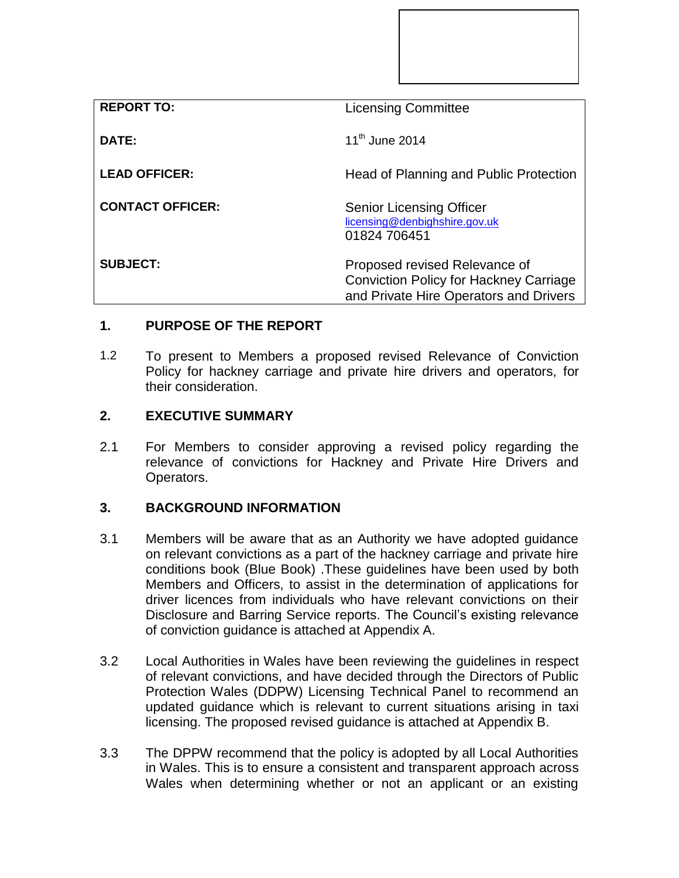| | |
|---|---|
| **REPORT TO:** | Licensing Committee |
| **DATE:** | 11th June 2014 |
| **LEAD OFFICER:** | Head of Planning and Public Protection |
| **CONTACT OFFICER:** | Senior Licensing Officer<br>licensing@denbighshire.gov.uk<br>01824 706451 |
| **SUBJECT:** | Proposed revised Relevance of Conviction Policy for Hackney Carriage and Private Hire Operators and Drivers |

## 1. PURPOSE OF THE REPORT

1.2 To present to Members a proposed revised Relevance of Conviction Policy for hackney carriage and private hire drivers and operators, for their consideration.

## 2. EXECUTIVE SUMMARY

2.1 For Members to consider approving a revised policy regarding the relevance of convictions for Hackney and Private Hire Drivers and Operators.

## 3. BACKGROUND INFORMATION

3.1 Members will be aware that as an Authority we have adopted guidance on relevant convictions as a part of the hackney carriage and private hire conditions book (Blue Book) .These guidelines have been used by both Members and Officers, to assist in the determination of applications for driver licences from individuals who have relevant convictions on their Disclosure and Barring Service reports. The Council's existing relevance of conviction guidance is attached at Appendix A.

3.2 Local Authorities in Wales have been reviewing the guidelines in respect of relevant convictions, and have decided through the Directors of Public Protection Wales (DDPW) Licensing Technical Panel to recommend an updated guidance which is relevant to current situations arising in taxi licensing. The proposed revised guidance is attached at Appendix B.

3.3 The DPPW recommend that the policy is adopted by all Local Authorities in Wales. This is to ensure a consistent and transparent approach across Wales when determining whether or not an applicant or an existing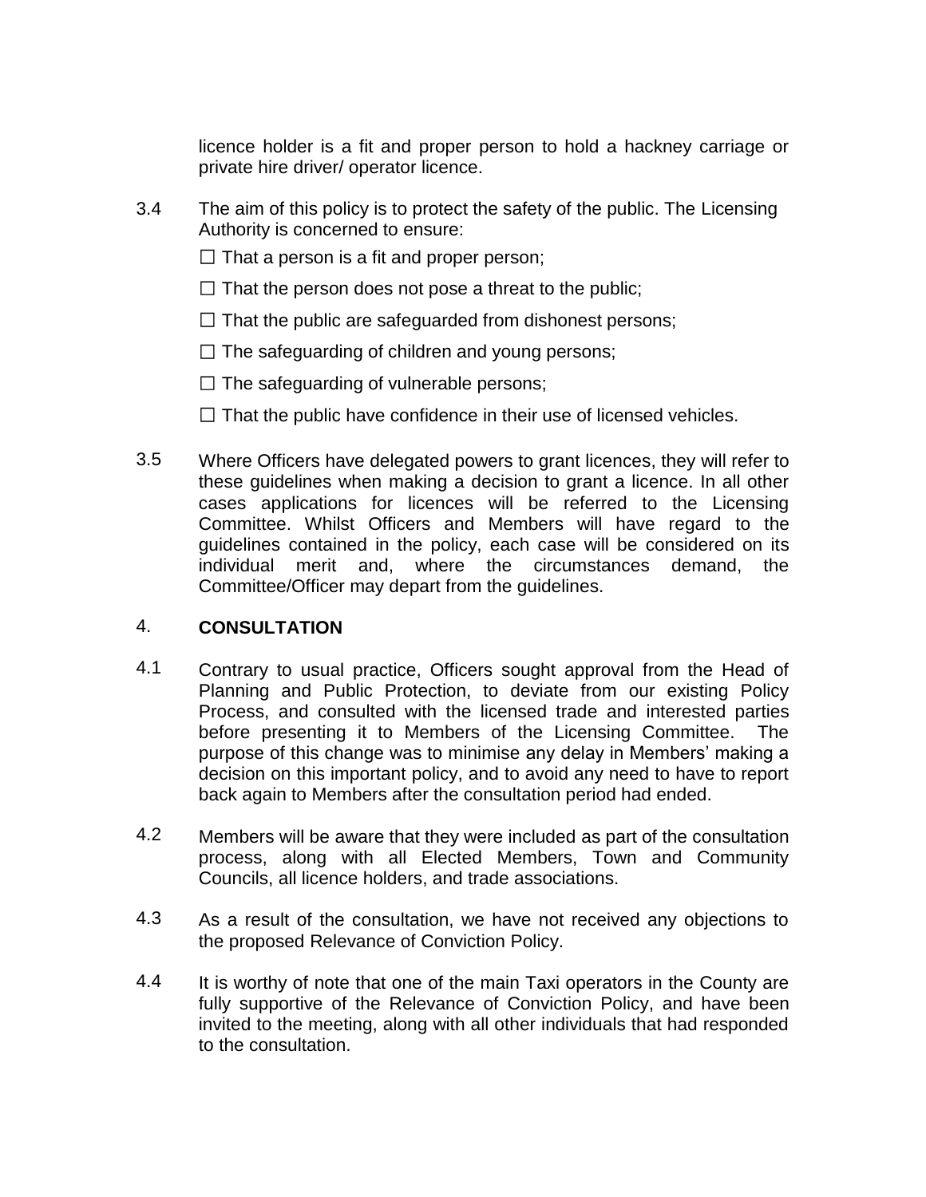licence holder is a fit and proper person to hold a hackney carriage or private hire driver/ operator licence.

3.4 The aim of this policy is to protect the safety of the public. The Licensing Authority is concerned to ensure:

☐ That a person is a fit and proper person;

☐ That the person does not pose a threat to the public;

☐ That the public are safeguarded from dishonest persons;

☐ The safeguarding of children and young persons;

☐ The safeguarding of vulnerable persons;

☐ That the public have confidence in their use of licensed vehicles.

3.5 Where Officers have delegated powers to grant licences, they will refer to these guidelines when making a decision to grant a licence. In all other cases applications for licences will be referred to the Licensing Committee. Whilst Officers and Members will have regard to the guidelines contained in the policy, each case will be considered on its individual merit and, where the circumstances demand, the Committee/Officer may depart from the guidelines.

## 4. CONSULTATION

4.1 Contrary to usual practice, Officers sought approval from the Head of Planning and Public Protection, to deviate from our existing Policy Process, and consulted with the licensed trade and interested parties before presenting it to Members of the Licensing Committee. The purpose of this change was to minimise any delay in Members' making a decision on this important policy, and to avoid any need to have to report back again to Members after the consultation period had ended.

4.2 Members will be aware that they were included as part of the consultation process, along with all Elected Members, Town and Community Councils, all licence holders, and trade associations.

4.3 As a result of the consultation, we have not received any objections to the proposed Relevance of Conviction Policy.

4.4 It is worthy of note that one of the main Taxi operators in the County are fully supportive of the Relevance of Conviction Policy, and have been invited to the meeting, along with all other individuals that had responded to the consultation.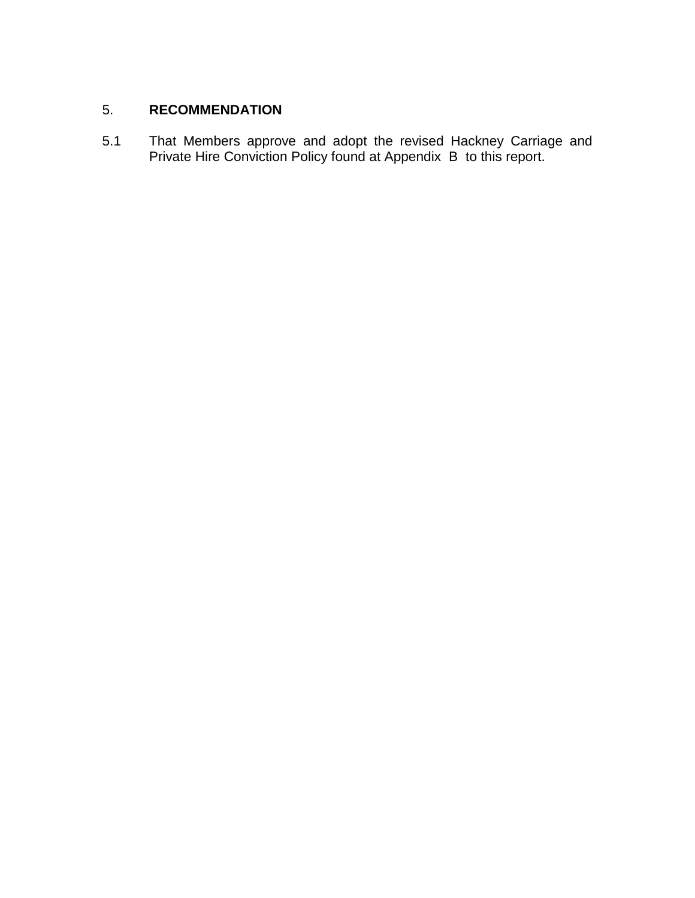## 5. RECOMMENDATION

5.1 That Members approve and adopt the revised Hackney Carriage and Private Hire Conviction Policy found at Appendix B to this report.